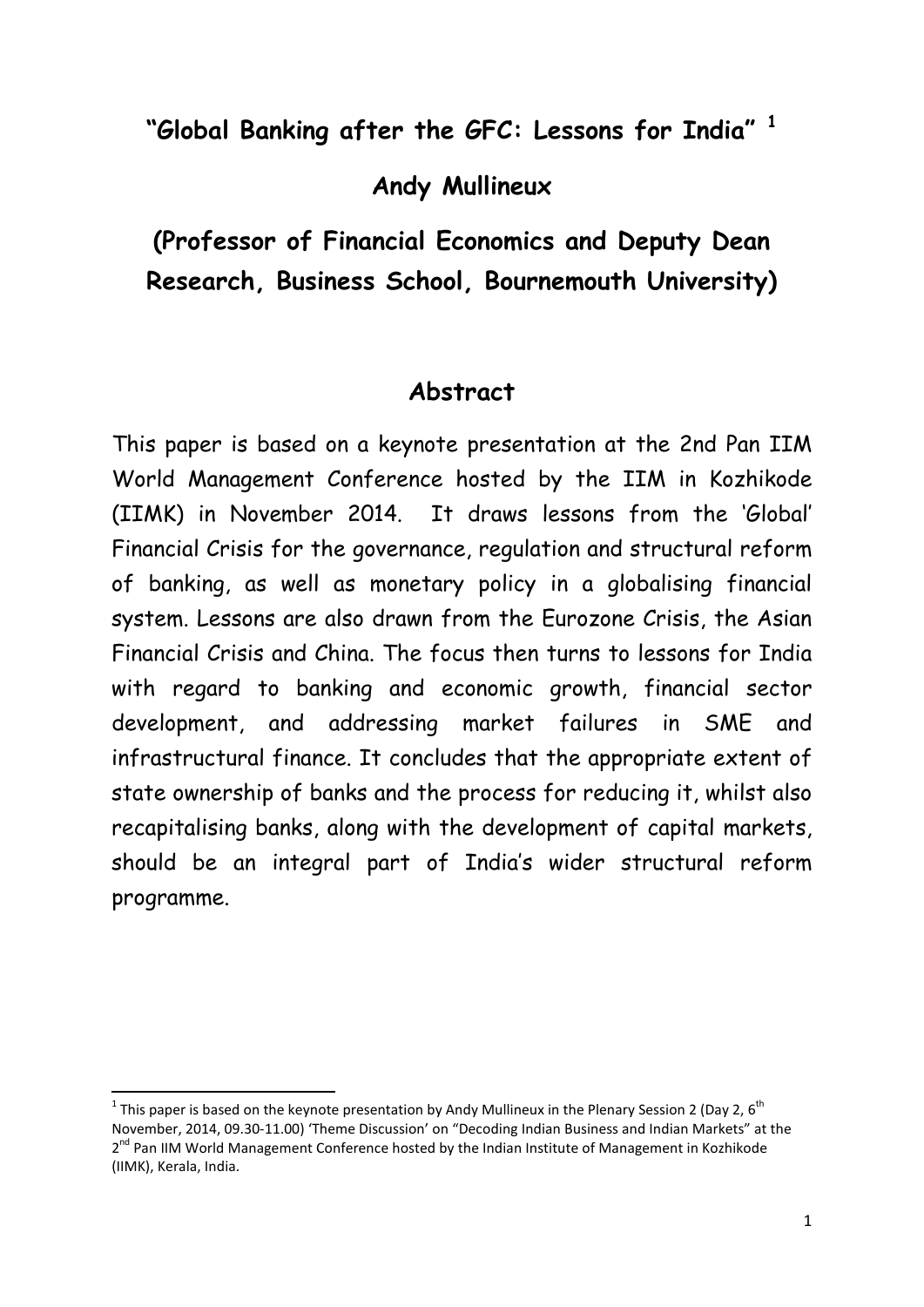# "Global Banking after the GFC: Lessons for India" [1]

## Andy Mullineux

## (Professor of Financial Economics and Deputy Dean Research, Business School, Bournemouth University)

## Abstract

This paper is based on a keynote presentation at the 2nd Pan IIM World Management Conference hosted by the IIM in Kozhikode (IIMK) in November 2014. It draws lessons from the 'Global' Financial Crisis for the governance, regulation and structural reform of banking, as well as monetary policy in a globalising financial system. Lessons are also drawn from the Eurozone Crisis, the Asian Financial Crisis and China. The focus then turns to lessons for India with regard to banking and economic growth, financial sector development, and addressing market failures in SME and infrastructural finance. It concludes that the appropriate extent of state ownership of banks and the process for reducing it, whilst also recapitalising banks, along with the development of capital markets, should be an integral part of India's wider structural reform programme.

---

[1] This paper is based on the keynote presentation by Andy Mullineux in the Plenary Session 2 (Day 2, 6th November, 2014, 09.30-11.00) 'Theme Discussion' on "Decoding Indian Business and Indian Markets" at the 2nd Pan IIM World Management Conference hosted by the Indian Institute of Management in Kozhikode (IIMK), Kerala, India.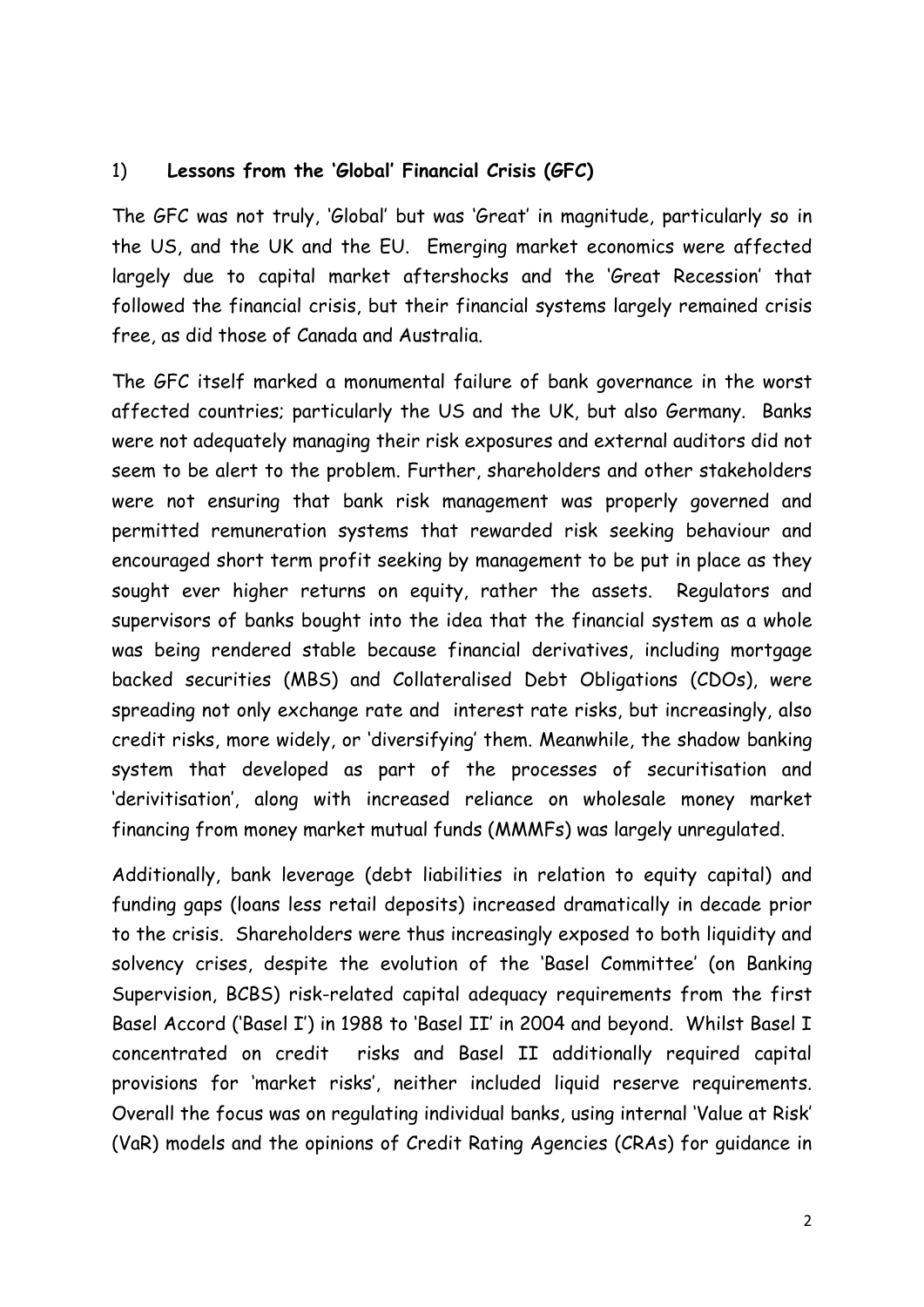## 1) **Lessons from the 'Global' Financial Crisis (GFC)**

The GFC was not truly, 'Global' but was 'Great' in magnitude, particularly so in the US, and the UK and the EU. Emerging market economics were affected largely due to capital market aftershocks and the 'Great Recession' that followed the financial crisis, but their financial systems largely remained crisis free, as did those of Canada and Australia.

The GFC itself marked a monumental failure of bank governance in the worst affected countries; particularly the US and the UK, but also Germany. Banks were not adequately managing their risk exposures and external auditors did not seem to be alert to the problem. Further, shareholders and other stakeholders were not ensuring that bank risk management was properly governed and permitted remuneration systems that rewarded risk seeking behaviour and encouraged short term profit seeking by management to be put in place as they sought ever higher returns on equity, rather the assets. Regulators and supervisors of banks bought into the idea that the financial system as a whole was being rendered stable because financial derivatives, including mortgage backed securities (MBS) and Collateralised Debt Obligations (CDOs), were spreading not only exchange rate and interest rate risks, but increasingly, also credit risks, more widely, or 'diversifying' them. Meanwhile, the shadow banking system that developed as part of the processes of securitisation and 'derivitisation', along with increased reliance on wholesale money market financing from money market mutual funds (MMMFs) was largely unregulated.

Additionally, bank leverage (debt liabilities in relation to equity capital) and funding gaps (loans less retail deposits) increased dramatically in decade prior to the crisis. Shareholders were thus increasingly exposed to both liquidity and solvency crises, despite the evolution of the 'Basel Committee' (on Banking Supervision, BCBS) risk-related capital adequacy requirements from the first Basel Accord ('Basel I') in 1988 to 'Basel II' in 2004 and beyond. Whilst Basel I concentrated on credit risks and Basel II additionally required capital provisions for 'market risks', neither included liquid reserve requirements. Overall the focus was on regulating individual banks, using internal 'Value at Risk' (VaR) models and the opinions of Credit Rating Agencies (CRAs) for guidance in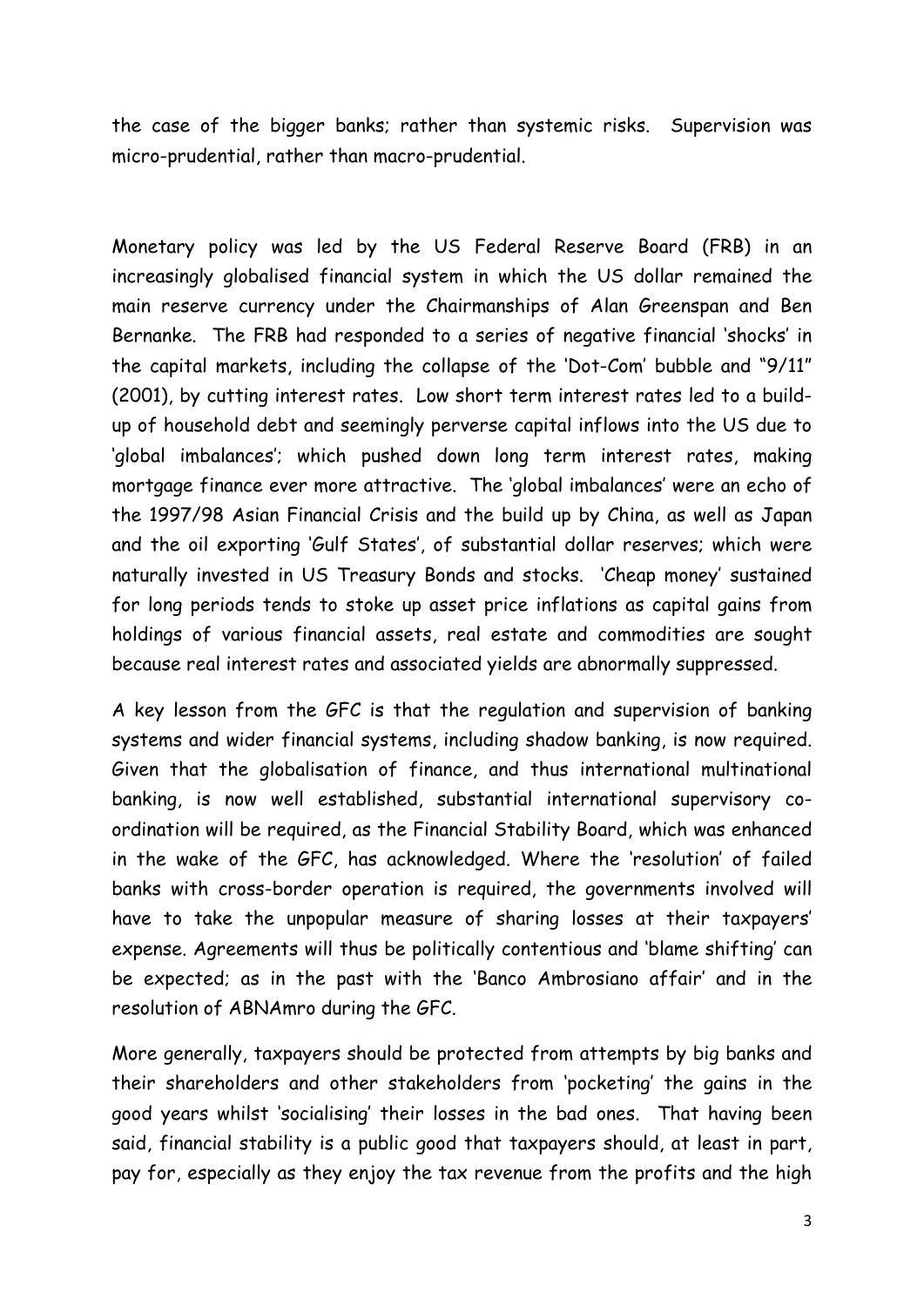the case of the bigger banks; rather than systemic risks. Supervision was micro-prudential, rather than macro-prudential.

Monetary policy was led by the US Federal Reserve Board (FRB) in an increasingly globalised financial system in which the US dollar remained the main reserve currency under the Chairmanships of Alan Greenspan and Ben Bernanke. The FRB had responded to a series of negative financial 'shocks' in the capital markets, including the collapse of the 'Dot-Com' bubble and "9/11" (2001), by cutting interest rates. Low short term interest rates led to a build-up of household debt and seemingly perverse capital inflows into the US due to 'global imbalances'; which pushed down long term interest rates, making mortgage finance ever more attractive. The 'global imbalances' were an echo of the 1997/98 Asian Financial Crisis and the build up by China, as well as Japan and the oil exporting 'Gulf States', of substantial dollar reserves; which were naturally invested in US Treasury Bonds and stocks. 'Cheap money' sustained for long periods tends to stoke up asset price inflations as capital gains from holdings of various financial assets, real estate and commodities are sought because real interest rates and associated yields are abnormally suppressed.

A key lesson from the GFC is that the regulation and supervision of banking systems and wider financial systems, including shadow banking, is now required. Given that the globalisation of finance, and thus international multinational banking, is now well established, substantial international supervisory co-ordination will be required, as the Financial Stability Board, which was enhanced in the wake of the GFC, has acknowledged. Where the 'resolution' of failed banks with cross-border operation is required, the governments involved will have to take the unpopular measure of sharing losses at their taxpayers' expense. Agreements will thus be politically contentious and 'blame shifting' can be expected; as in the past with the 'Banco Ambrosiano affair' and in the resolution of ABNAmro during the GFC.

More generally, taxpayers should be protected from attempts by big banks and their shareholders and other stakeholders from 'pocketing' the gains in the good years whilst 'socialising' their losses in the bad ones. That having been said, financial stability is a public good that taxpayers should, at least in part, pay for, especially as they enjoy the tax revenue from the profits and the high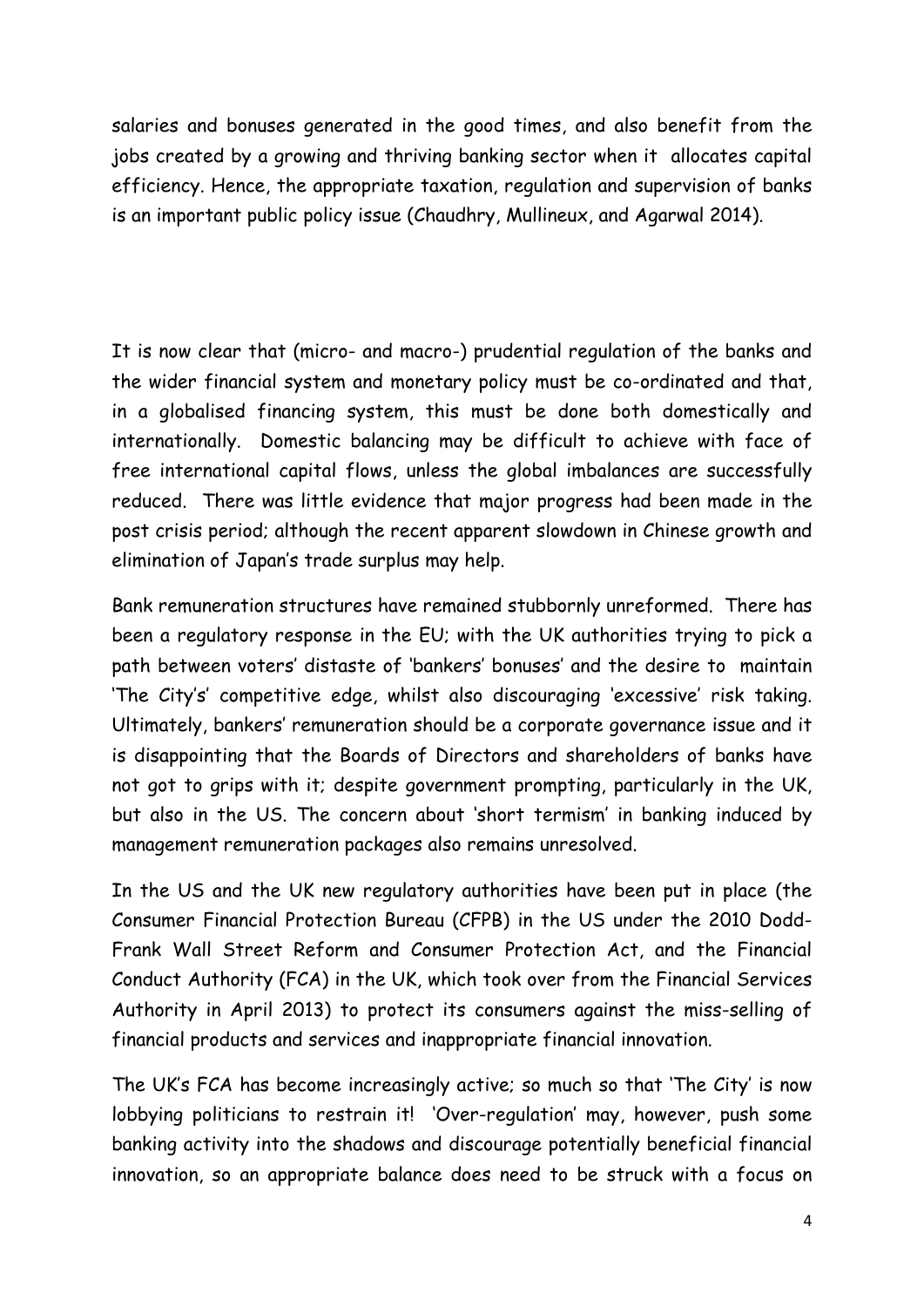salaries and bonuses generated in the good times, and also benefit from the jobs created by a growing and thriving banking sector when it allocates capital efficiency. Hence, the appropriate taxation, regulation and supervision of banks is an important public policy issue (Chaudhry, Mullineux, and Agarwal 2014).

It is now clear that (micro- and macro-) prudential regulation of the banks and the wider financial system and monetary policy must be co-ordinated and that, in a globalised financing system, this must be done both domestically and internationally. Domestic balancing may be difficult to achieve with face of free international capital flows, unless the global imbalances are successfully reduced. There was little evidence that major progress had been made in the post crisis period; although the recent apparent slowdown in Chinese growth and elimination of Japan's trade surplus may help.

Bank remuneration structures have remained stubbornly unreformed. There has been a regulatory response in the EU; with the UK authorities trying to pick a path between voters' distaste of 'bankers' bonuses' and the desire to maintain 'The City's' competitive edge, whilst also discouraging 'excessive' risk taking. Ultimately, bankers' remuneration should be a corporate governance issue and it is disappointing that the Boards of Directors and shareholders of banks have not got to grips with it; despite government prompting, particularly in the UK, but also in the US. The concern about 'short termism' in banking induced by management remuneration packages also remains unresolved.

In the US and the UK new regulatory authorities have been put in place (the Consumer Financial Protection Bureau (CFPB) in the US under the 2010 Dodd-Frank Wall Street Reform and Consumer Protection Act, and the Financial Conduct Authority (FCA) in the UK, which took over from the Financial Services Authority in April 2013) to protect its consumers against the miss-selling of financial products and services and inappropriate financial innovation.

The UK's FCA has become increasingly active; so much so that 'The City' is now lobbying politicians to restrain it! 'Over-regulation' may, however, push some banking activity into the shadows and discourage potentially beneficial financial innovation, so an appropriate balance does need to be struck with a focus on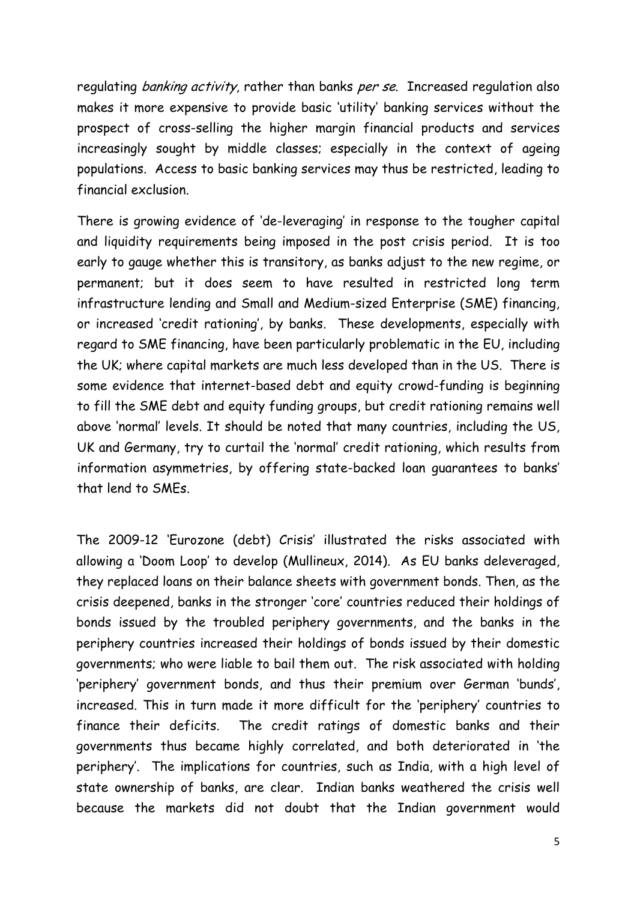regulating *banking activity*, rather than banks *per se*. Increased regulation also makes it more expensive to provide basic 'utility' banking services without the prospect of cross-selling the higher margin financial products and services increasingly sought by middle classes; especially in the context of ageing populations. Access to basic banking services may thus be restricted, leading to financial exclusion.

There is growing evidence of 'de-leveraging' in response to the tougher capital and liquidity requirements being imposed in the post crisis period. It is too early to gauge whether this is transitory, as banks adjust to the new regime, or permanent; but it does seem to have resulted in restricted long term infrastructure lending and Small and Medium-sized Enterprise (SME) financing, or increased 'credit rationing', by banks. These developments, especially with regard to SME financing, have been particularly problematic in the EU, including the UK; where capital markets are much less developed than in the US. There is some evidence that internet-based debt and equity crowd-funding is beginning to fill the SME debt and equity funding groups, but credit rationing remains well above 'normal' levels. It should be noted that many countries, including the US, UK and Germany, try to curtail the 'normal' credit rationing, which results from information asymmetries, by offering state-backed loan guarantees to banks' that lend to SMEs.

The 2009-12 'Eurozone (debt) Crisis' illustrated the risks associated with allowing a 'Doom Loop' to develop (Mullineux, 2014). As EU banks deleveraged, they replaced loans on their balance sheets with government bonds. Then, as the crisis deepened, banks in the stronger 'core' countries reduced their holdings of bonds issued by the troubled periphery governments, and the banks in the periphery countries increased their holdings of bonds issued by their domestic governments; who were liable to bail them out. The risk associated with holding 'periphery' government bonds, and thus their premium over German 'bunds', increased. This in turn made it more difficult for the 'periphery' countries to finance their deficits. The credit ratings of domestic banks and their governments thus became highly correlated, and both deteriorated in 'the periphery'. The implications for countries, such as India, with a high level of state ownership of banks, are clear. Indian banks weathered the crisis well because the markets did not doubt that the Indian government would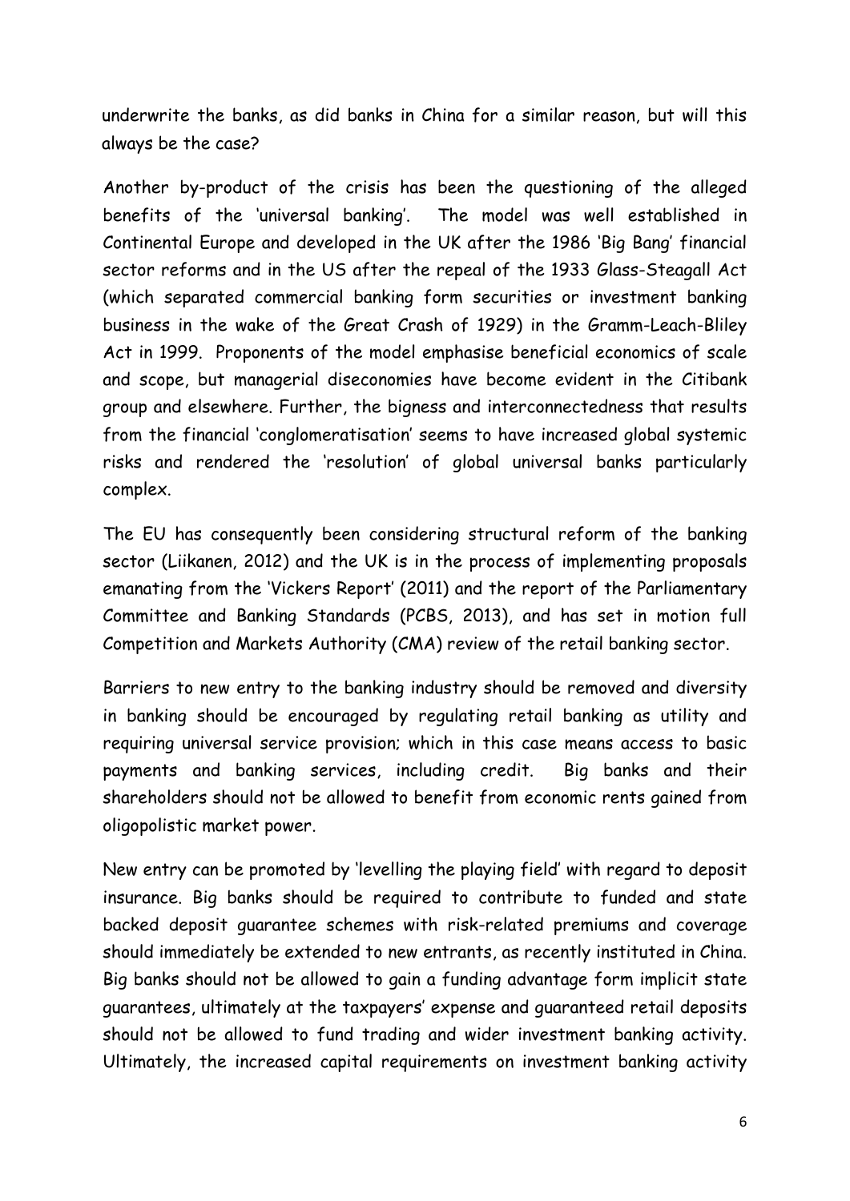underwrite the banks, as did banks in China for a similar reason, but will this always be the case?

Another by-product of the crisis has been the questioning of the alleged benefits of the 'universal banking'. The model was well established in Continental Europe and developed in the UK after the 1986 'Big Bang' financial sector reforms and in the US after the repeal of the 1933 Glass-Steagall Act (which separated commercial banking form securities or investment banking business in the wake of the Great Crash of 1929) in the Gramm-Leach-Bliley Act in 1999. Proponents of the model emphasise beneficial economics of scale and scope, but managerial diseconomies have become evident in the Citibank group and elsewhere. Further, the bigness and interconnectedness that results from the financial 'conglomeratisation' seems to have increased global systemic risks and rendered the 'resolution' of global universal banks particularly complex.

The EU has consequently been considering structural reform of the banking sector (Liikanen, 2012) and the UK is in the process of implementing proposals emanating from the 'Vickers Report' (2011) and the report of the Parliamentary Committee and Banking Standards (PCBS, 2013), and has set in motion full Competition and Markets Authority (CMA) review of the retail banking sector.

Barriers to new entry to the banking industry should be removed and diversity in banking should be encouraged by regulating retail banking as utility and requiring universal service provision; which in this case means access to basic payments and banking services, including credit. Big banks and their shareholders should not be allowed to benefit from economic rents gained from oligopolistic market power.

New entry can be promoted by 'levelling the playing field' with regard to deposit insurance. Big banks should be required to contribute to funded and state backed deposit guarantee schemes with risk-related premiums and coverage should immediately be extended to new entrants, as recently instituted in China. Big banks should not be allowed to gain a funding advantage form implicit state guarantees, ultimately at the taxpayers' expense and guaranteed retail deposits should not be allowed to fund trading and wider investment banking activity. Ultimately, the increased capital requirements on investment banking activity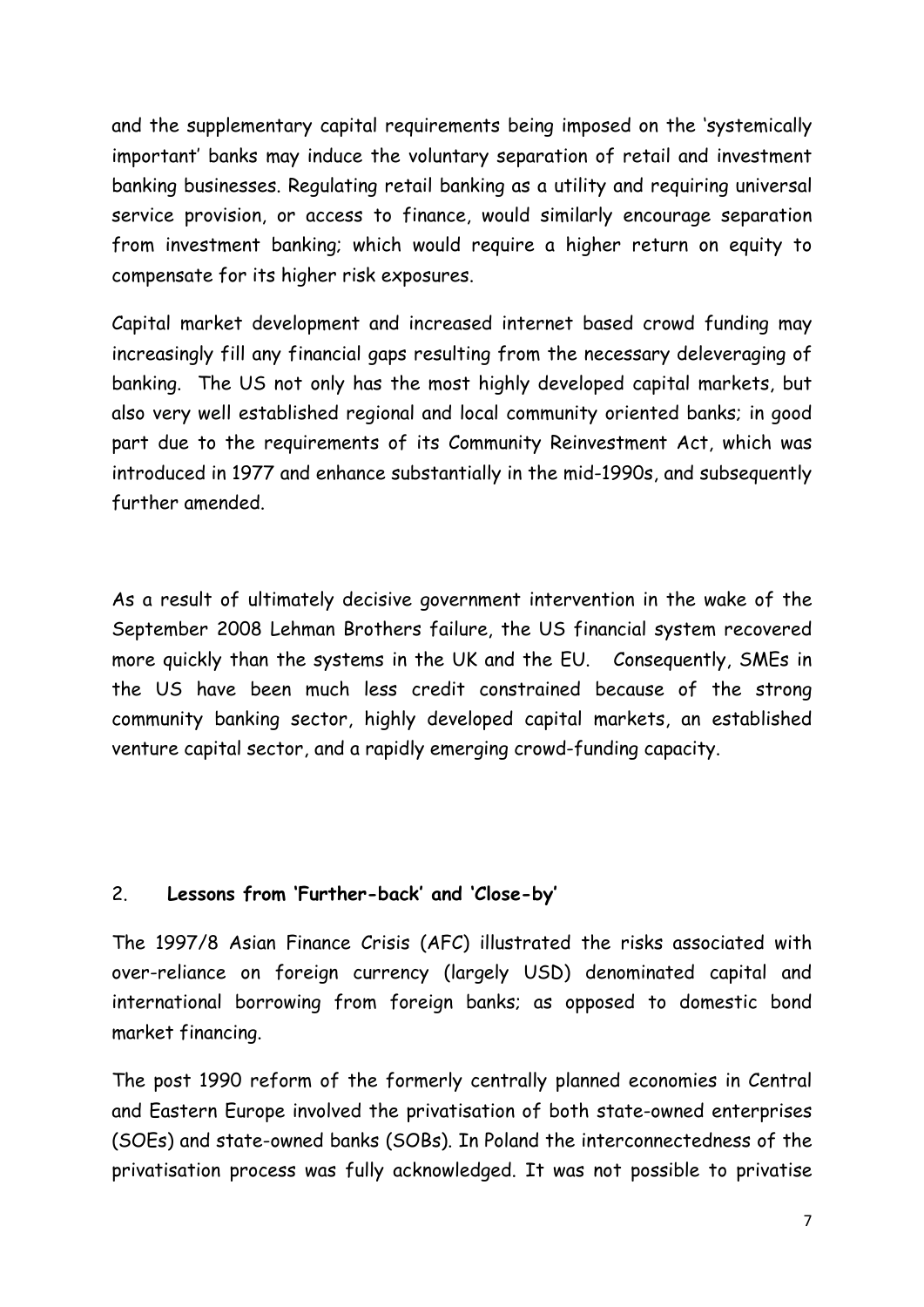and the supplementary capital requirements being imposed on the 'systemically important' banks may induce the voluntary separation of retail and investment banking businesses. Regulating retail banking as a utility and requiring universal service provision, or access to finance, would similarly encourage separation from investment banking; which would require a higher return on equity to compensate for its higher risk exposures.

Capital market development and increased internet based crowd funding may increasingly fill any financial gaps resulting from the necessary deleveraging of banking. The US not only has the most highly developed capital markets, but also very well established regional and local community oriented banks; in good part due to the requirements of its Community Reinvestment Act, which was introduced in 1977 and enhance substantially in the mid-1990s, and subsequently further amended.

As a result of ultimately decisive government intervention in the wake of the September 2008 Lehman Brothers failure, the US financial system recovered more quickly than the systems in the UK and the EU. Consequently, SMEs in the US have been much less credit constrained because of the strong community banking sector, highly developed capital markets, an established venture capital sector, and a rapidly emerging crowd-funding capacity.

## 2. **Lessons from 'Further-back' and 'Close-by'**

The 1997/8 Asian Finance Crisis (AFC) illustrated the risks associated with over-reliance on foreign currency (largely USD) denominated capital and international borrowing from foreign banks; as opposed to domestic bond market financing.

The post 1990 reform of the formerly centrally planned economies in Central and Eastern Europe involved the privatisation of both state-owned enterprises (SOEs) and state-owned banks (SOBs). In Poland the interconnectedness of the privatisation process was fully acknowledged. It was not possible to privatise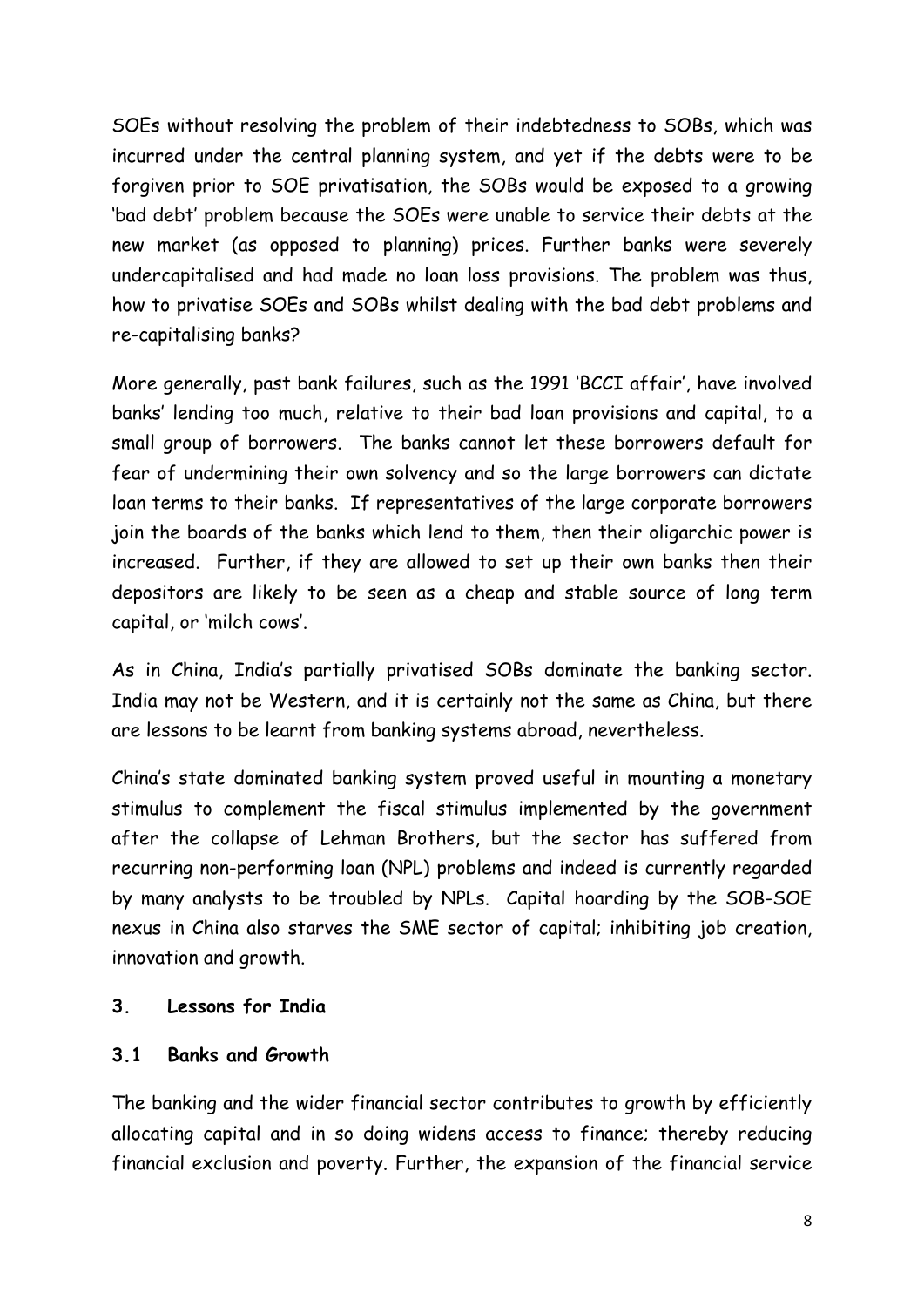SOEs without resolving the problem of their indebtedness to SOBs, which was incurred under the central planning system, and yet if the debts were to be forgiven prior to SOE privatisation, the SOBs would be exposed to a growing 'bad debt' problem because the SOEs were unable to service their debts at the new market (as opposed to planning) prices. Further banks were severely undercapitalised and had made no loan loss provisions. The problem was thus, how to privatise SOEs and SOBs whilst dealing with the bad debt problems and re-capitalising banks?

More generally, past bank failures, such as the 1991 'BCCI affair', have involved banks' lending too much, relative to their bad loan provisions and capital, to a small group of borrowers. The banks cannot let these borrowers default for fear of undermining their own solvency and so the large borrowers can dictate loan terms to their banks. If representatives of the large corporate borrowers join the boards of the banks which lend to them, then their oligarchic power is increased. Further, if they are allowed to set up their own banks then their depositors are likely to be seen as a cheap and stable source of long term capital, or 'milch cows'.

As in China, India's partially privatised SOBs dominate the banking sector. India may not be Western, and it is certainly not the same as China, but there are lessons to be learnt from banking systems abroad, nevertheless.

China's state dominated banking system proved useful in mounting a monetary stimulus to complement the fiscal stimulus implemented by the government after the collapse of Lehman Brothers, but the sector has suffered from recurring non-performing loan (NPL) problems and indeed is currently regarded by many analysts to be troubled by NPLs. Capital hoarding by the SOB-SOE nexus in China also starves the SME sector of capital; inhibiting job creation, innovation and growth.

## 3. Lessons for India

### 3.1 Banks and Growth

The banking and the wider financial sector contributes to growth by efficiently allocating capital and in so doing widens access to finance; thereby reducing financial exclusion and poverty. Further, the expansion of the financial service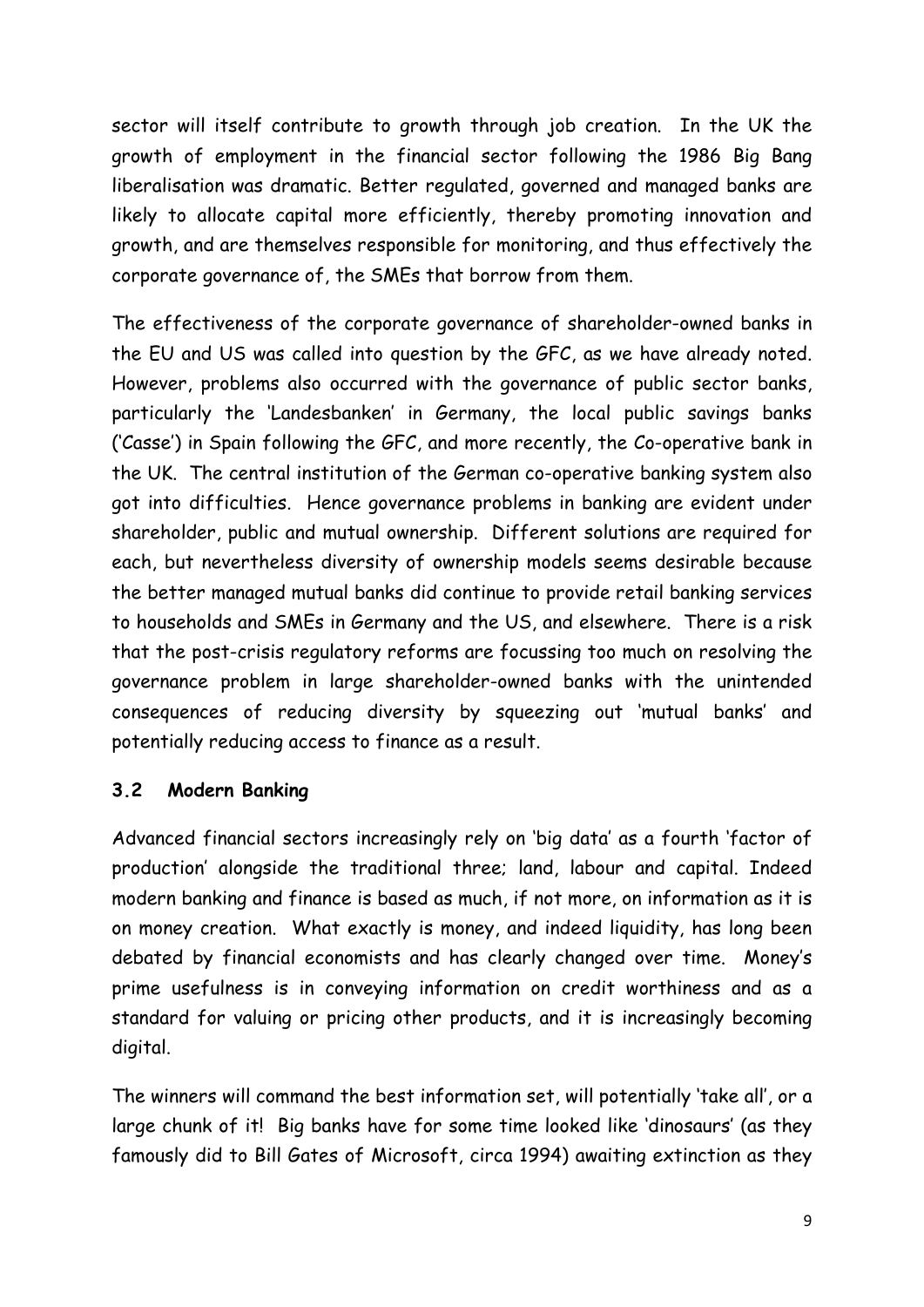sector will itself contribute to growth through job creation. In the UK the growth of employment in the financial sector following the 1986 Big Bang liberalisation was dramatic. Better regulated, governed and managed banks are likely to allocate capital more efficiently, thereby promoting innovation and growth, and are themselves responsible for monitoring, and thus effectively the corporate governance of, the SMEs that borrow from them.

The effectiveness of the corporate governance of shareholder-owned banks in the EU and US was called into question by the GFC, as we have already noted. However, problems also occurred with the governance of public sector banks, particularly the 'Landesbanken' in Germany, the local public savings banks ('Casse') in Spain following the GFC, and more recently, the Co-operative bank in the UK. The central institution of the German co-operative banking system also got into difficulties. Hence governance problems in banking are evident under shareholder, public and mutual ownership. Different solutions are required for each, but nevertheless diversity of ownership models seems desirable because the better managed mutual banks did continue to provide retail banking services to households and SMEs in Germany and the US, and elsewhere. There is a risk that the post-crisis regulatory reforms are focussing too much on resolving the governance problem in large shareholder-owned banks with the unintended consequences of reducing diversity by squeezing out 'mutual banks' and potentially reducing access to finance as a result.

### 3.2 Modern Banking

Advanced financial sectors increasingly rely on 'big data' as a fourth 'factor of production' alongside the traditional three; land, labour and capital. Indeed modern banking and finance is based as much, if not more, on information as it is on money creation. What exactly is money, and indeed liquidity, has long been debated by financial economists and has clearly changed over time. Money's prime usefulness is in conveying information on credit worthiness and as a standard for valuing or pricing other products, and it is increasingly becoming digital.

The winners will command the best information set, will potentially 'take all', or a large chunk of it! Big banks have for some time looked like 'dinosaurs' (as they famously did to Bill Gates of Microsoft, circa 1994) awaiting extinction as they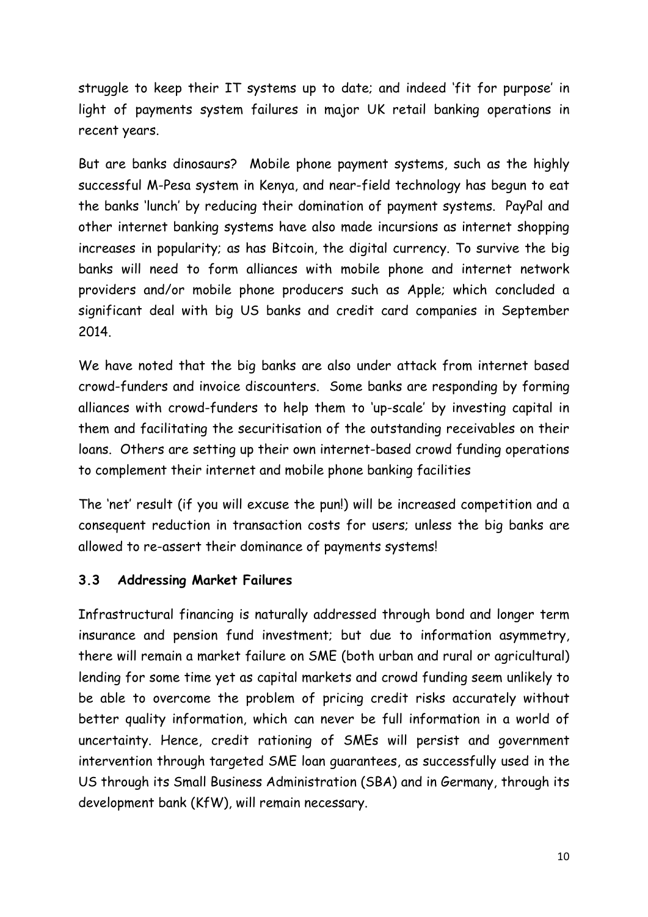struggle to keep their IT systems up to date; and indeed 'fit for purpose' in light of payments system failures in major UK retail banking operations in recent years.

But are banks dinosaurs? Mobile phone payment systems, such as the highly successful M-Pesa system in Kenya, and near-field technology has begun to eat the banks 'lunch' by reducing their domination of payment systems. PayPal and other internet banking systems have also made incursions as internet shopping increases in popularity; as has Bitcoin, the digital currency. To survive the big banks will need to form alliances with mobile phone and internet network providers and/or mobile phone producers such as Apple; which concluded a significant deal with big US banks and credit card companies in September 2014.

We have noted that the big banks are also under attack from internet based crowd-funders and invoice discounters. Some banks are responding by forming alliances with crowd-funders to help them to 'up-scale' by investing capital in them and facilitating the securitisation of the outstanding receivables on their loans. Others are setting up their own internet-based crowd funding operations to complement their internet and mobile phone banking facilities

The 'net' result (if you will excuse the pun!) will be increased competition and a consequent reduction in transaction costs for users; unless the big banks are allowed to re-assert their dominance of payments systems!

### 3.3 Addressing Market Failures

Infrastructural financing is naturally addressed through bond and longer term insurance and pension fund investment; but due to information asymmetry, there will remain a market failure on SME (both urban and rural or agricultural) lending for some time yet as capital markets and crowd funding seem unlikely to be able to overcome the problem of pricing credit risks accurately without better quality information, which can never be full information in a world of uncertainty. Hence, credit rationing of SMEs will persist and government intervention through targeted SME loan guarantees, as successfully used in the US through its Small Business Administration (SBA) and in Germany, through its development bank (KfW), will remain necessary.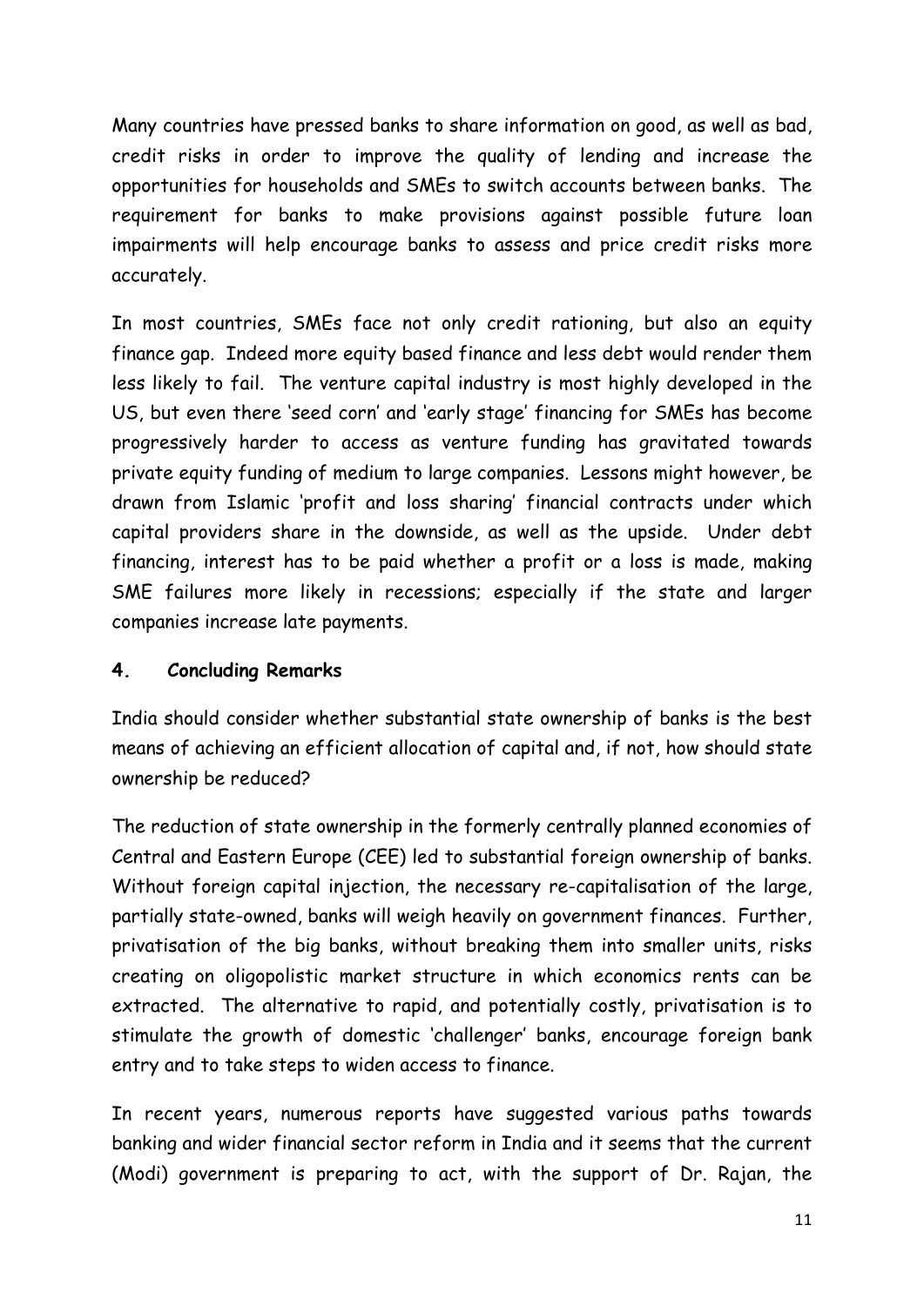Many countries have pressed banks to share information on good, as well as bad, credit risks in order to improve the quality of lending and increase the opportunities for households and SMEs to switch accounts between banks. The requirement for banks to make provisions against possible future loan impairments will help encourage banks to assess and price credit risks more accurately.

In most countries, SMEs face not only credit rationing, but also an equity finance gap. Indeed more equity based finance and less debt would render them less likely to fail. The venture capital industry is most highly developed in the US, but even there 'seed corn' and 'early stage' financing for SMEs has become progressively harder to access as venture funding has gravitated towards private equity funding of medium to large companies. Lessons might however, be drawn from Islamic 'profit and loss sharing' financial contracts under which capital providers share in the downside, as well as the upside. Under debt financing, interest has to be paid whether a profit or a loss is made, making SME failures more likely in recessions; especially if the state and larger companies increase late payments.

## 4. Concluding Remarks

India should consider whether substantial state ownership of banks is the best means of achieving an efficient allocation of capital and, if not, how should state ownership be reduced?

The reduction of state ownership in the formerly centrally planned economies of Central and Eastern Europe (CEE) led to substantial foreign ownership of banks. Without foreign capital injection, the necessary re-capitalisation of the large, partially state-owned, banks will weigh heavily on government finances. Further, privatisation of the big banks, without breaking them into smaller units, risks creating on oligopolistic market structure in which economics rents can be extracted. The alternative to rapid, and potentially costly, privatisation is to stimulate the growth of domestic 'challenger' banks, encourage foreign bank entry and to take steps to widen access to finance.

In recent years, numerous reports have suggested various paths towards banking and wider financial sector reform in India and it seems that the current (Modi) government is preparing to act, with the support of Dr. Rajan, the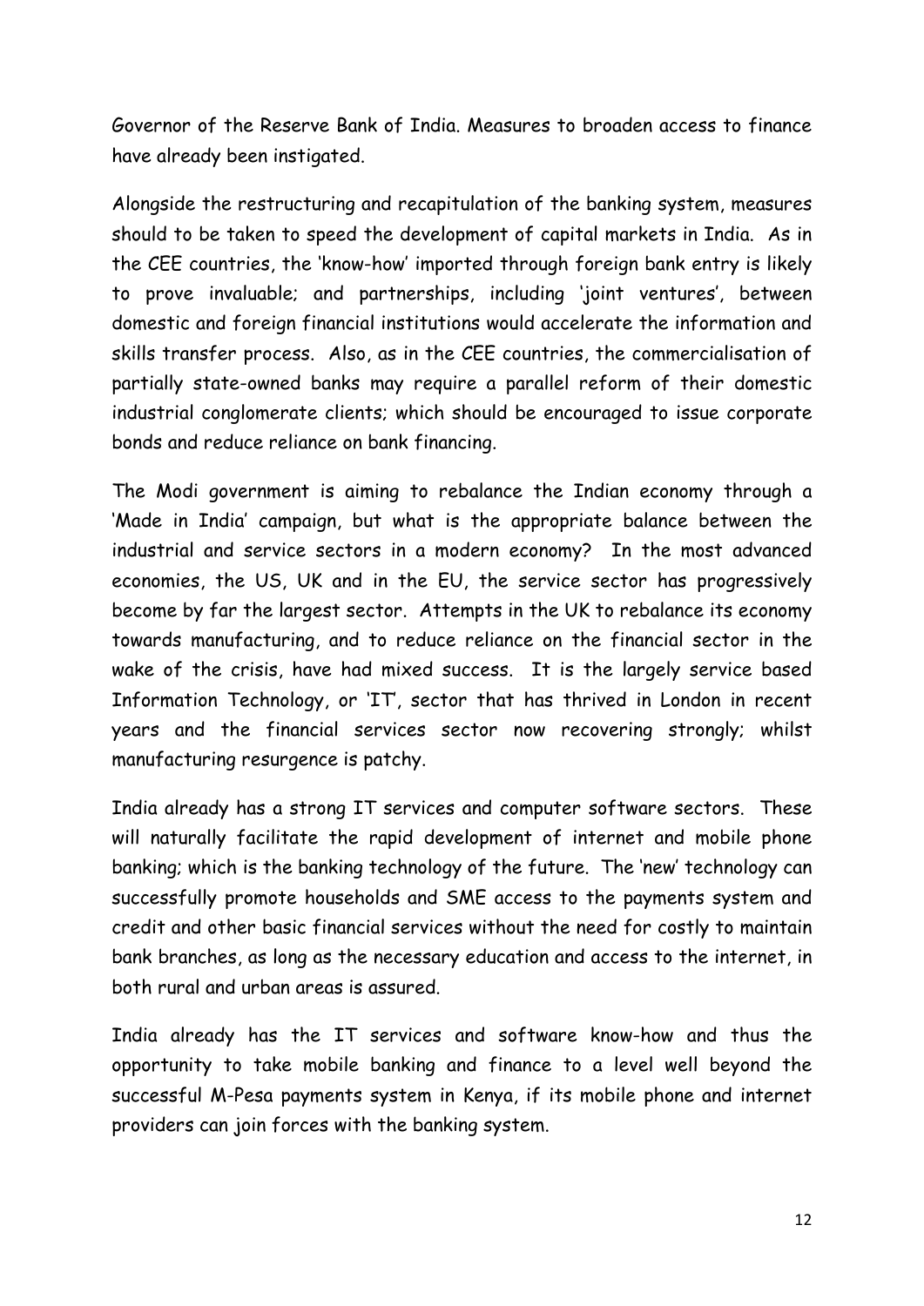Governor of the Reserve Bank of India. Measures to broaden access to finance have already been instigated.

Alongside the restructuring and recapitulation of the banking system, measures should to be taken to speed the development of capital markets in India. As in the CEE countries, the 'know-how' imported through foreign bank entry is likely to prove invaluable; and partnerships, including 'joint ventures', between domestic and foreign financial institutions would accelerate the information and skills transfer process. Also, as in the CEE countries, the commercialisation of partially state-owned banks may require a parallel reform of their domestic industrial conglomerate clients; which should be encouraged to issue corporate bonds and reduce reliance on bank financing.

The Modi government is aiming to rebalance the Indian economy through a 'Made in India' campaign, but what is the appropriate balance between the industrial and service sectors in a modern economy? In the most advanced economies, the US, UK and in the EU, the service sector has progressively become by far the largest sector. Attempts in the UK to rebalance its economy towards manufacturing, and to reduce reliance on the financial sector in the wake of the crisis, have had mixed success. It is the largely service based Information Technology, or 'IT', sector that has thrived in London in recent years and the financial services sector now recovering strongly; whilst manufacturing resurgence is patchy.

India already has a strong IT services and computer software sectors. These will naturally facilitate the rapid development of internet and mobile phone banking; which is the banking technology of the future. The 'new' technology can successfully promote households and SME access to the payments system and credit and other basic financial services without the need for costly to maintain bank branches, as long as the necessary education and access to the internet, in both rural and urban areas is assured.

India already has the IT services and software know-how and thus the opportunity to take mobile banking and finance to a level well beyond the successful M-Pesa payments system in Kenya, if its mobile phone and internet providers can join forces with the banking system.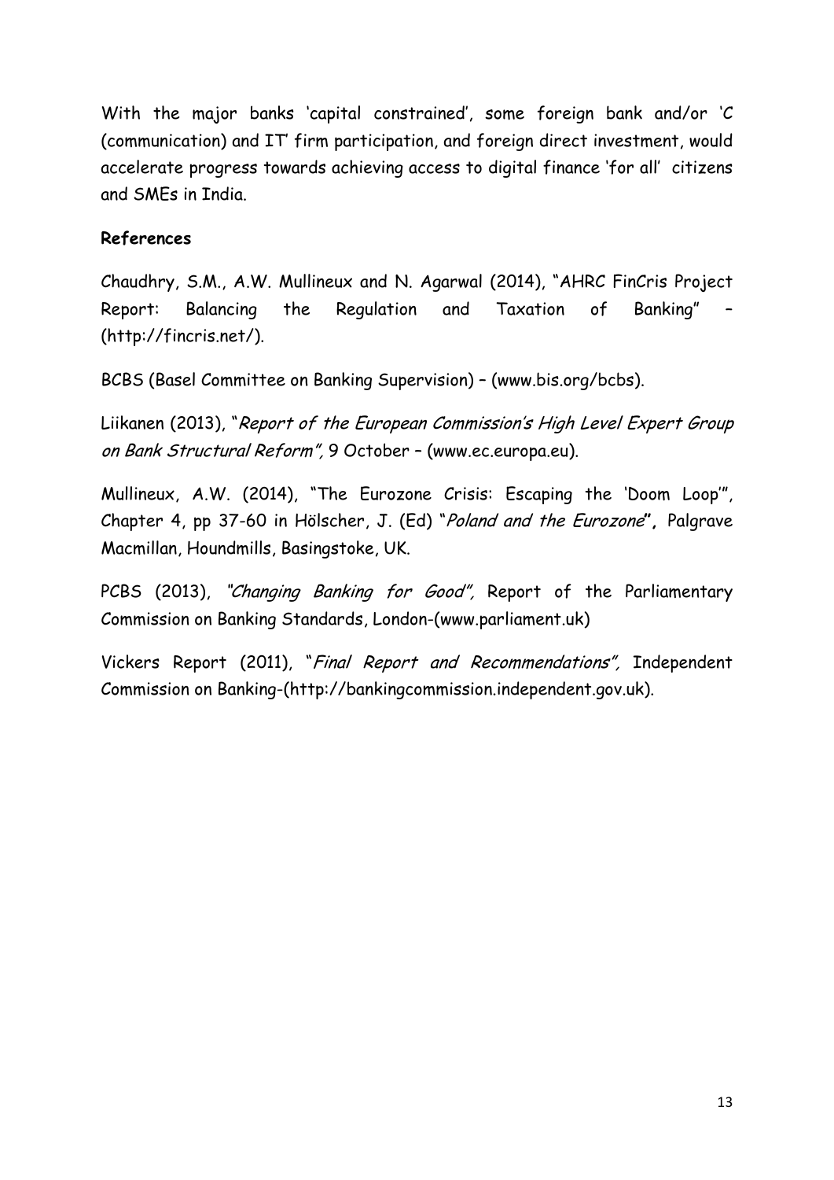With the major banks 'capital constrained', some foreign bank and/or 'C (communication) and IT' firm participation, and foreign direct investment, would accelerate progress towards achieving access to digital finance 'for all' citizens and SMEs in India.

**References**

Chaudhry, S.M., A.W. Mullineux and N. Agarwal (2014), "AHRC FinCris Project Report: Balancing the Regulation and Taxation of Banking" – (http://fincris.net/).

BCBS (Basel Committee on Banking Supervision) – (www.bis.org/bcbs).

Liikanen (2013), "*Report of the European Commission's High Level Expert Group on Bank Structural Reform*", 9 October – (www.ec.europa.eu).

Mullineux, A.W. (2014), "The Eurozone Crisis: Escaping the 'Doom Loop'", Chapter 4, pp 37-60 in Hölscher, J. (Ed) "*Poland and the Eurozone*", Palgrave Macmillan, Houndmills, Basingstoke, UK.

PCBS (2013), *"Changing Banking for Good"*, Report of the Parliamentary Commission on Banking Standards, London-(www.parliament.uk)

Vickers Report (2011), "*Final Report and Recommendations*", Independent Commission on Banking-(http://bankingcommission.independent.gov.uk).